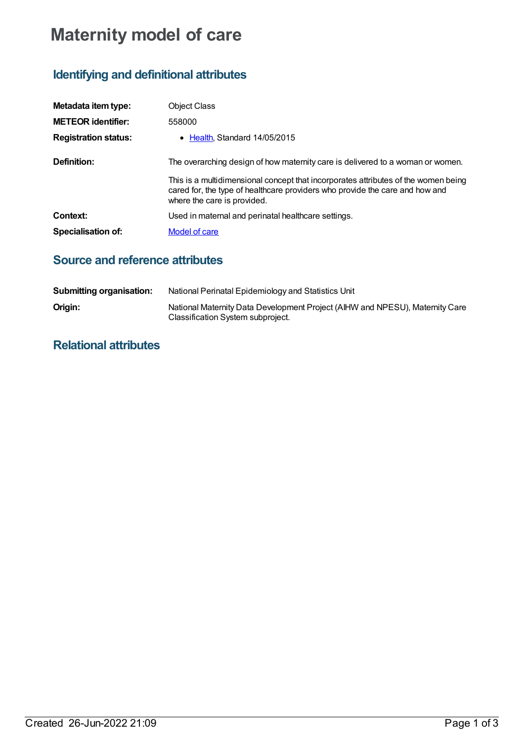# Maternity model of care

## Identifying and definitional attributes

| | |
|---|---|
| **Metadata item type:** | Object Class |
| **METEOR identifier:** | 558000 |
| **Registration status:** | • Health, Standard 14/05/2015 |
| **Definition:** | The overarching design of how maternity care is delivered to a woman or women.<br><br>This is a multidimensional concept that incorporates attributes of the women being cared for, the type of healthcare providers who provide the care and how and where the care is provided. |
| **Context:** | Used in maternal and perinatal healthcare settings. |
| **Specialisation of:** | Model of care |

## Source and reference attributes

| | |
|---|---|
| **Submitting organisation:** | National Perinatal Epidemiology and Statistics Unit |
| **Origin:** | National Maternity Data Development Project (AIHW and NPESU), Maternity Care Classification System subproject. |

## Relational attributes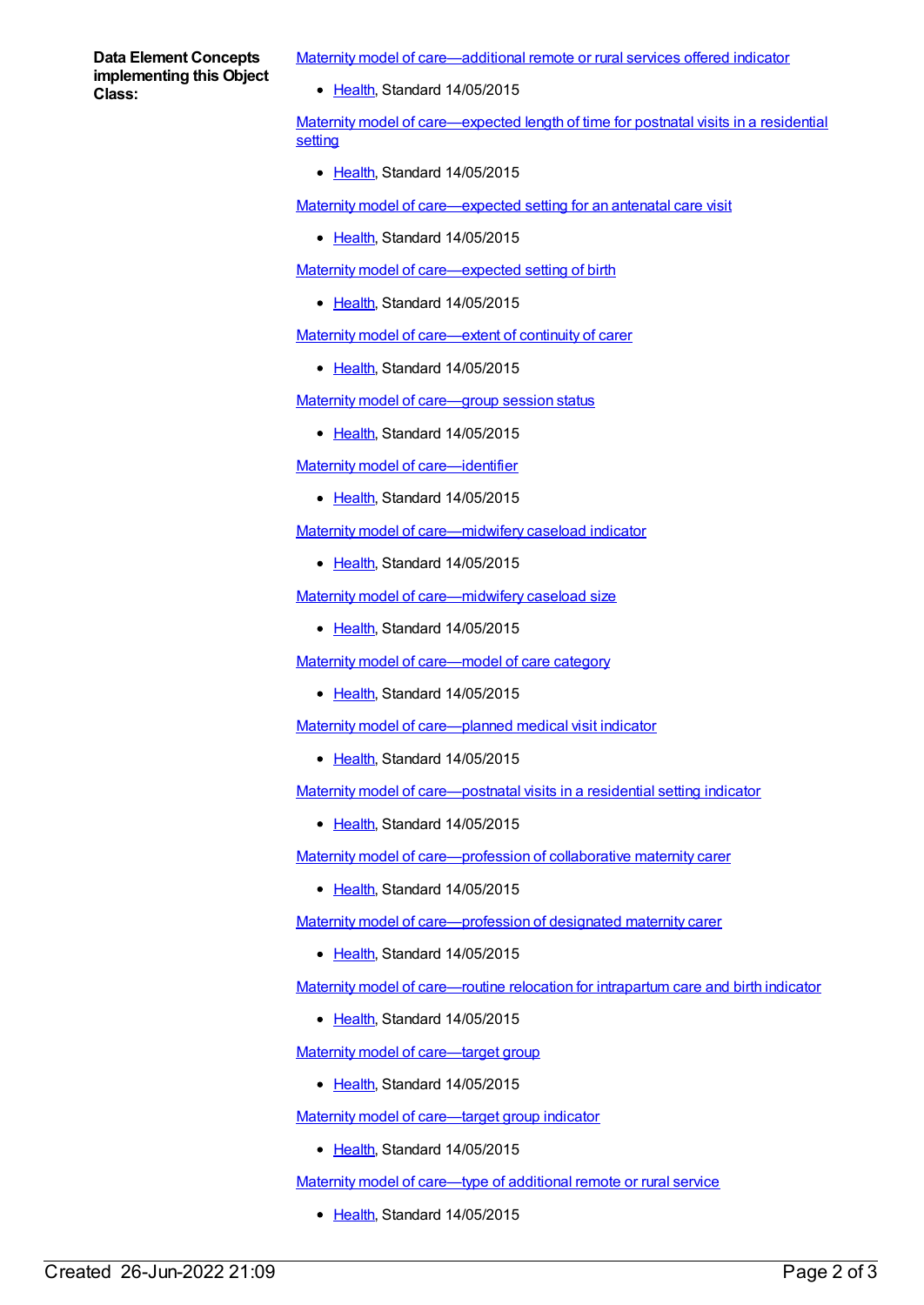**Data Element Concepts implementing this Object Class:**

Maternity model of care—additional remote or rural services offered indicator

- Health, Standard 14/05/2015

Maternity model of care—expected length of time for postnatal visits in a residential setting

- Health, Standard 14/05/2015

Maternity model of care—expected setting for an antenatal care visit

- Health, Standard 14/05/2015

Maternity model of care—expected setting of birth

- Health, Standard 14/05/2015

Maternity model of care—extent of continuity of carer

- Health, Standard 14/05/2015

Maternity model of care—group session status

- Health, Standard 14/05/2015

Maternity model of care—identifier

- Health, Standard 14/05/2015

Maternity model of care—midwifery caseload indicator

- Health, Standard 14/05/2015

Maternity model of care—midwifery caseload size

- Health, Standard 14/05/2015

Maternity model of care—model of care category

- Health, Standard 14/05/2015

Maternity model of care—planned medical visit indicator

- Health, Standard 14/05/2015

Maternity model of care—postnatal visits in a residential setting indicator

- Health, Standard 14/05/2015

Maternity model of care—profession of collaborative maternity carer

- Health, Standard 14/05/2015

Maternity model of care—profession of designated maternity carer

- Health, Standard 14/05/2015

Maternity model of care—routine relocation for intrapartum care and birth indicator

- Health, Standard 14/05/2015

Maternity model of care—target group

- Health, Standard 14/05/2015

Maternity model of care—target group indicator

- Health, Standard 14/05/2015

Maternity model of care—type of additional remote or rural service

- Health, Standard 14/05/2015